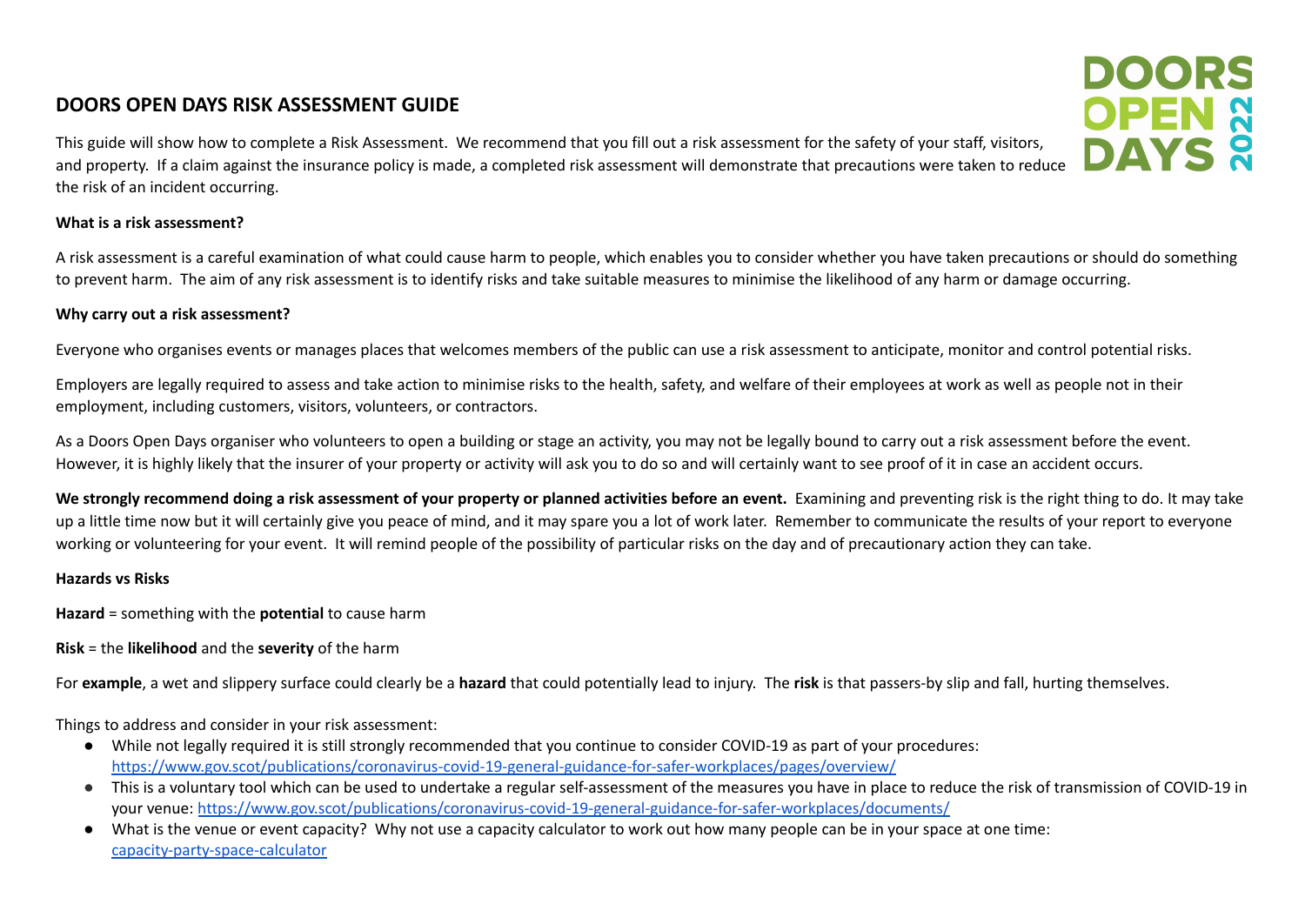# DOORS OPEN DAYS RISK ASSESSMENT GUIDE

This guide will show how to complete a Risk Assessment. We recommend that you fill out a risk assessment for the safety of your staff, visitors, and property. If a claim against the insurance policy is made, a completed risk assessment will demonstrate that precautions were taken to reduce the risk of an incident occurring.

**What is a risk assessment?**

A risk assessment is a careful examination of what could cause harm to people, which enables you to consider whether you have taken precautions or should do something to prevent harm. The aim of any risk assessment is to identify risks and take suitable measures to minimise the likelihood of any harm or damage occurring.

**Why carry out a risk assessment?**

Everyone who organises events or manages places that welcomes members of the public can use a risk assessment to anticipate, monitor and control potential risks.

Employers are legally required to assess and take action to minimise risks to the health, safety, and welfare of their employees at work as well as people not in their employment, including customers, visitors, volunteers, or contractors.

As a Doors Open Days organiser who volunteers to open a building or stage an activity, you may not be legally bound to carry out a risk assessment before the event. However, it is highly likely that the insurer of your property or activity will ask you to do so and will certainly want to see proof of it in case an accident occurs.

**We strongly recommend doing a risk assessment of your property or planned activities before an event.** Examining and preventing risk is the right thing to do. It may take up a little time now but it will certainly give you peace of mind, and it may spare you a lot of work later. Remember to communicate the results of your report to everyone working or volunteering for your event. It will remind people of the possibility of particular risks on the day and of precautionary action they can take.

**Hazards vs Risks**

**Hazard** = something with the **potential** to cause harm

**Risk** = the **likelihood** and the **severity** of the harm

For **example**, a wet and slippery surface could clearly be a **hazard** that could potentially lead to injury. The **risk** is that passers-by slip and fall, hurting themselves.

Things to address and consider in your risk assessment:

- While not legally required it is still strongly recommended that you continue to consider COVID-19 as part of your procedures: https://www.gov.scot/publications/coronavirus-covid-19-general-guidance-for-safer-workplaces/pages/overview/
- This is a voluntary tool which can be used to undertake a regular self-assessment of the measures you have in place to reduce the risk of transmission of COVID-19 in your venue: https://www.gov.scot/publications/coronavirus-covid-19-general-guidance-for-safer-workplaces/documents/
- What is the venue or event capacity? Why not use a capacity calculator to work out how many people can be in your space at one time: capacity-party-space-calculator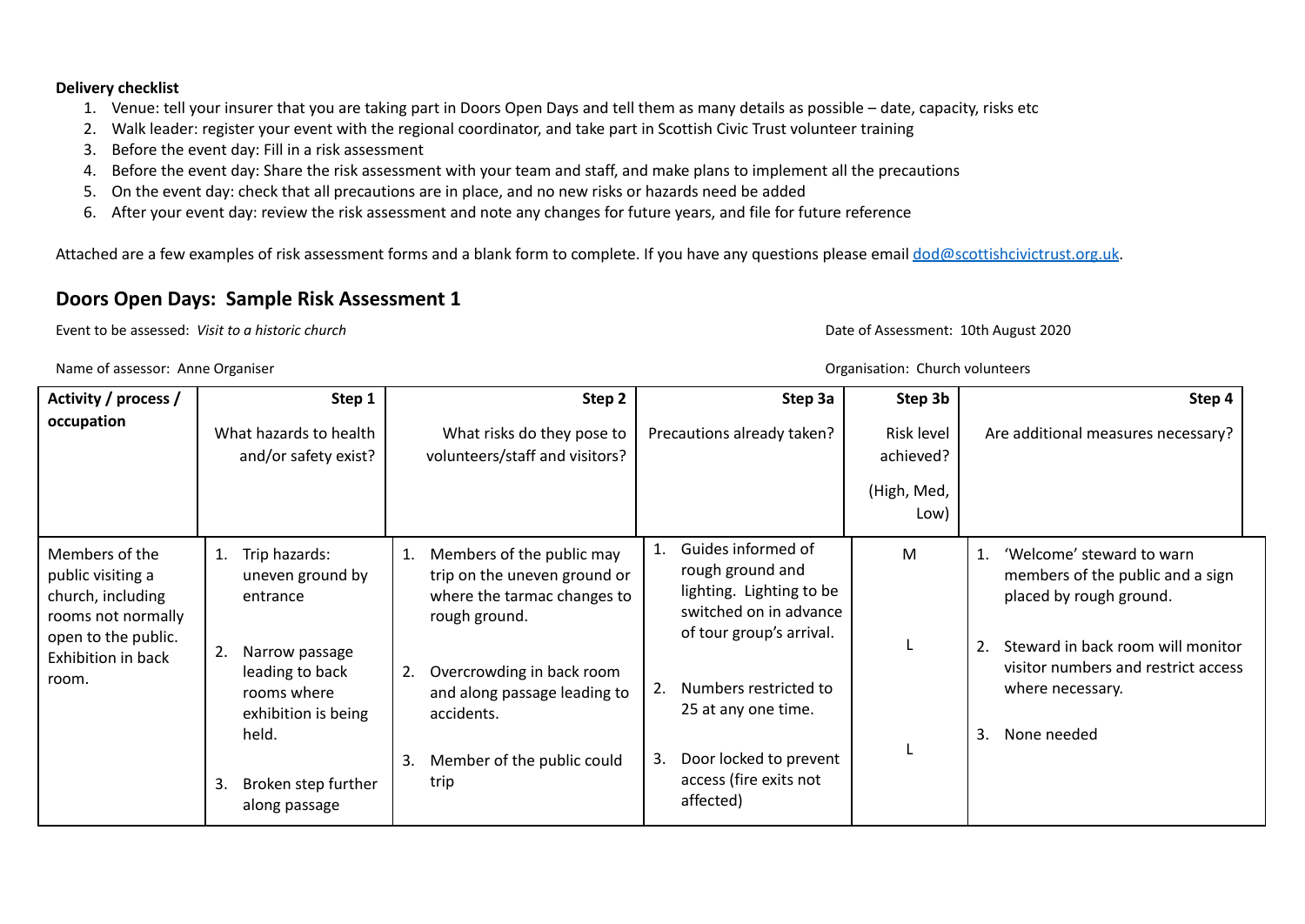**Delivery checklist**

1. Venue: tell your insurer that you are taking part in Doors Open Days and tell them as many details as possible – date, capacity, risks etc
2. Walk leader: register your event with the regional coordinator, and take part in Scottish Civic Trust volunteer training
3. Before the event day: Fill in a risk assessment
4. Before the event day: Share the risk assessment with your team and staff, and make plans to implement all the precautions
5. On the event day: check that all precautions are in place, and no new risks or hazards need be added
6. After your event day: review the risk assessment and note any changes for future years, and file for future reference

Attached are a few examples of risk assessment forms and a blank form to complete. If you have any questions please email dod@scottishcivictrust.org.uk.

## Doors Open Days: Sample Risk Assessment 1

Event to be assessed: *Visit to a historic church*

Date of Assessment: 10th August 2020

Name of assessor: Anne Organiser

Organisation: Church volunteers

| Activity / process / occupation | Step 1<br>What hazards to health and/or safety exist? | Step 2<br>What risks do they pose to volunteers/staff and visitors? | Step 3a<br>Precautions already taken? | Step 3b<br>Risk level achieved?<br>(High, Med, Low) | Step 4<br>Are additional measures necessary? |
|---|---|---|---|---|---|
| Members of the public visiting a church, including rooms not normally open to the public. Exhibition in back room. | 1. Trip hazards: uneven ground by entrance<br><br>2. Narrow passage leading to back rooms where exhibition is being held.<br><br>3. Broken step further along passage | 1. Members of the public may trip on the uneven ground or where the tarmac changes to rough ground.<br><br>2. Overcrowding in back room and along passage leading to accidents.<br><br>3. Member of the public could trip | 1. Guides informed of rough ground and lighting. Lighting to be switched on in advance of tour group's arrival.<br><br>2. Numbers restricted to 25 at any one time.<br><br>3. Door locked to prevent access (fire exits not affected) | M<br><br>L<br><br>L | 1. 'Welcome' steward to warn members of the public and a sign placed by rough ground.<br><br>2. Steward in back room will monitor visitor numbers and restrict access where necessary.<br><br>3. None needed |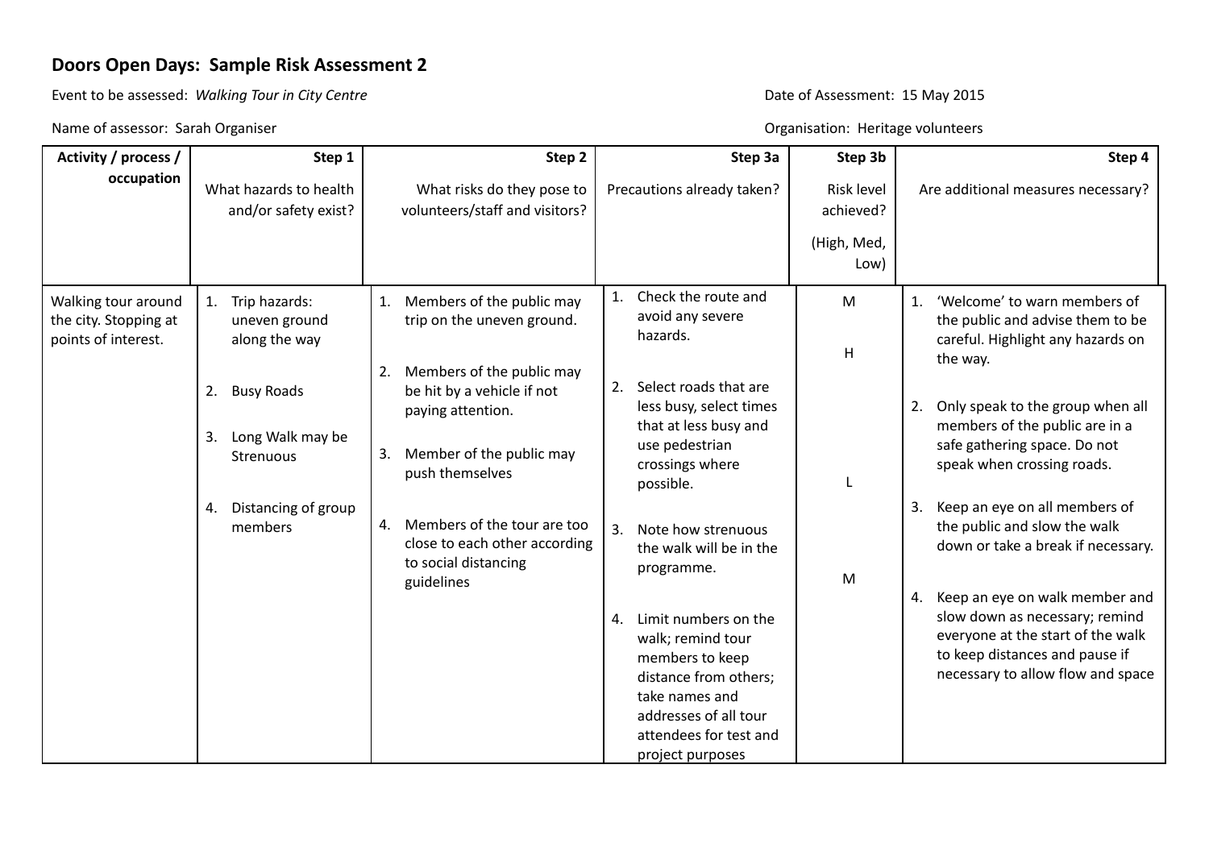## Doors Open Days: Sample Risk Assessment 2

Event to be assessed: *Walking Tour in City Centre*

Date of Assessment: 15 May 2015

Name of assessor: Sarah Organiser

Organisation: Heritage volunteers

| Activity / process / occupation | Step 1<br>What hazards to health and/or safety exist? | Step 2<br>What risks do they pose to volunteers/staff and visitors? | Step 3a<br>Precautions already taken? | Step 3b<br>Risk level achieved?<br>(High, Med, Low) | Step 4<br>Are additional measures necessary? |
|---|---|---|---|---|---|
| Walking tour around the city. Stopping at points of interest. | 1. Trip hazards: uneven ground along the way<br>2. Busy Roads<br>3. Long Walk may be Strenuous<br>4. Distancing of group members | 1. Members of the public may trip on the uneven ground.<br>2. Members of the public may be hit by a vehicle if not paying attention.<br>3. Member of the public may push themselves<br>4. Members of the tour are too close to each other according to social distancing guidelines | 1. Check the route and avoid any severe hazards.<br>2. Select roads that are less busy, select times that at less busy and use pedestrian crossings where possible.<br>3. Note how strenuous the walk will be in the programme.<br>4. Limit numbers on the walk; remind tour members to keep distance from others; take names and addresses of all tour attendees for test and project purposes | M<br>H<br>L<br>M | 1. 'Welcome' to warn members of the public and advise them to be careful. Highlight any hazards on the way.<br>2. Only speak to the group when all members of the public are in a safe gathering space. Do not speak when crossing roads.<br>3. Keep an eye on all members of the public and slow the walk down or take a break if necessary.<br>4. Keep an eye on walk member and slow down as necessary; remind everyone at the start of the walk to keep distances and pause if necessary to allow flow and space |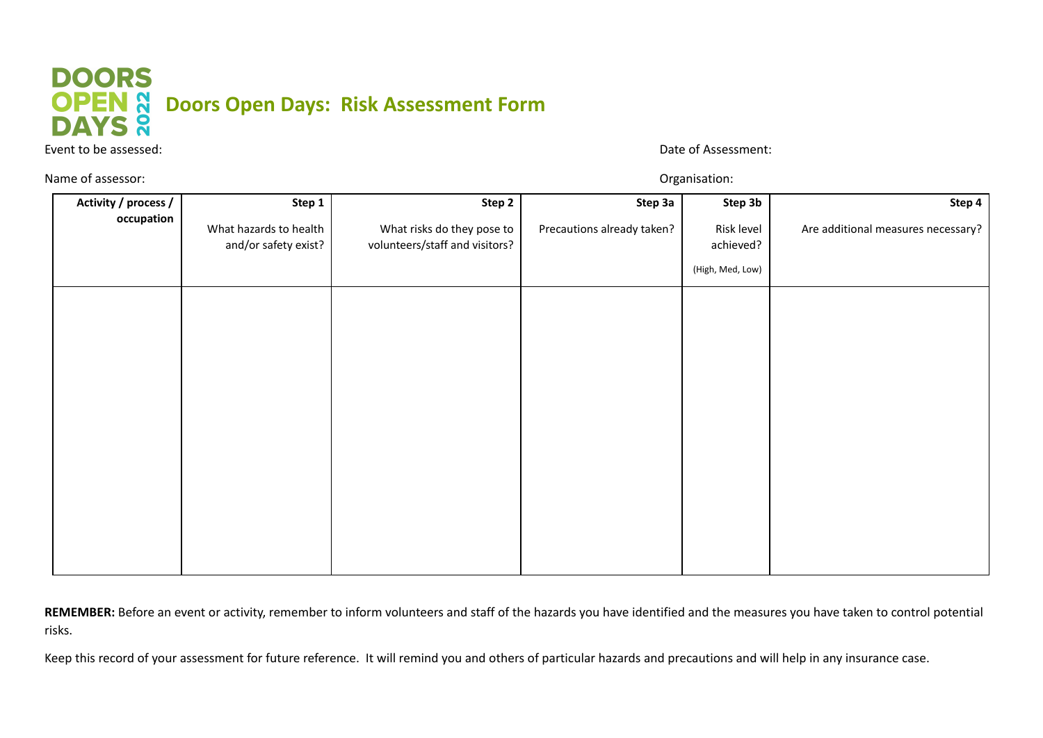# Doors Open Days: Risk Assessment Form

Event to be assessed: Date of Assessment:

Name of assessor: Organisation:

| **Activity / process / occupation** | **Step 1** What hazards to health and/or safety exist? | **Step 2** What risks do they pose to volunteers/staff and visitors? | **Step 3a** Precautions already taken? | **Step 3b** Risk level achieved? (High, Med, Low) | **Step 4** Are additional measures necessary? |
|---|---|---|---|---|---|
| | | | | | |

**REMEMBER:** Before an event or activity, remember to inform volunteers and staff of the hazards you have identified and the measures you have taken to control potential risks.

Keep this record of your assessment for future reference. It will remind you and others of particular hazards and precautions and will help in any insurance case.